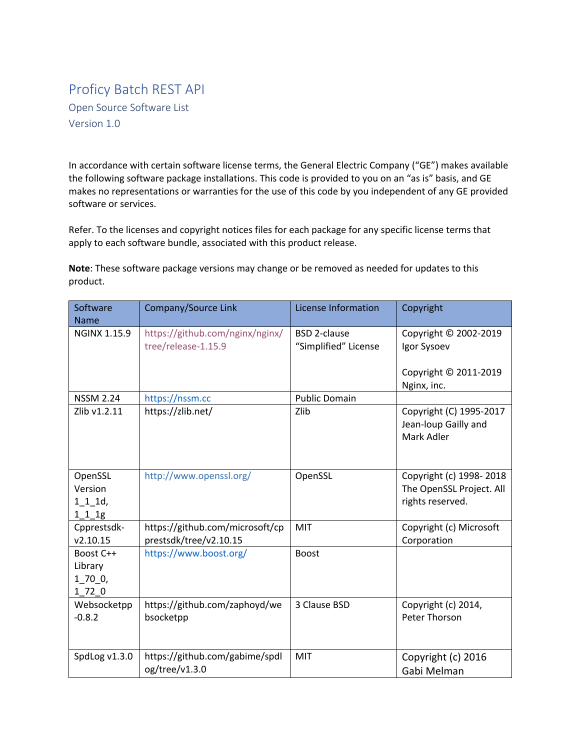# Proficy Batch REST API

## Open Source Software List

## Version 1.0

In accordance with certain software license terms, the General Electric Company ("GE") makes available the following software package installations. This code is provided to you on an "as is" basis, and GE makes no representations or warranties for the use of this code by you independent of any GE provided software or services.

Refer. To the licenses and copyright notices files for each package for any specific license terms that apply to each software bundle, associated with this product release.

**Note**: These software package versions may change or be removed as needed for updates to this product.

| Software Name | Company/Source Link | License Information | Copyright |
|---|---|---|---|
| NGINX 1.15.9 | https://github.com/nginx/nginx/tree/release-1.15.9 | BSD 2-clause "Simplified" License | Copyright © 2002-2019 Igor Sysoev<br><br>Copyright © 2011-2019 Nginx, inc. |
| NSSM 2.24 | https://nssm.cc | Public Domain | |
| Zlib v1.2.11 | https://zlib.net/ | Zlib | Copyright (C) 1995-2017 Jean-loup Gailly and Mark Adler |
| OpenSSL Version 1_1_1d, 1_1_1g | http://www.openssl.org/ | OpenSSL | Copyright (c) 1998- 2018 The OpenSSL Project. All rights reserved. |
| Cpprestsdk-v2.10.15 | https://github.com/microsoft/cpprestsdk/tree/v2.10.15 | MIT | Copyright (c) Microsoft Corporation |
| Boost C++ Library 1_70_0, 1_72_0 | https://www.boost.org/ | Boost | |
| Websocketpp-0.8.2 | https://github.com/zaphoyd/websocketpp | 3 Clause BSD | Copyright (c) 2014, Peter Thorson |
| SpdLog v1.3.0 | https://github.com/gabime/spdlog/tree/v1.3.0 | MIT | Copyright (c) 2016 Gabi Melman |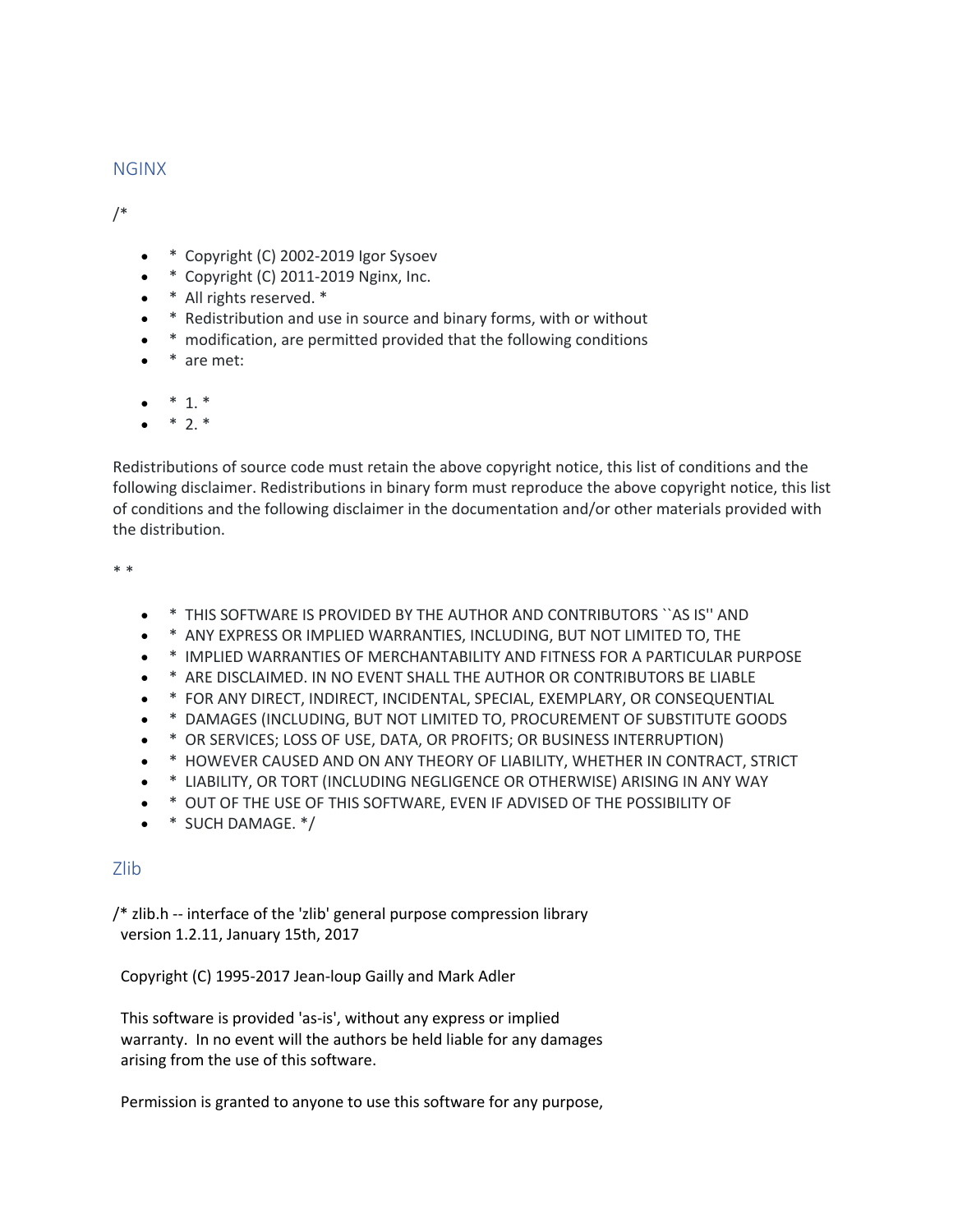## NGINX

/*

- * Copyright (C) 2002-2019 Igor Sysoev
- * Copyright (C) 2011-2019 Nginx, Inc.
- * All rights reserved. *
- * Redistribution and use in source and binary forms, with or without
- * modification, are permitted provided that the following conditions
- * are met:

- * 1. *
- * 2. *

Redistributions of source code must retain the above copyright notice, this list of conditions and the following disclaimer. Redistributions in binary form must reproduce the above copyright notice, this list of conditions and the following disclaimer in the documentation and/or other materials provided with the distribution.

* *

- * THIS SOFTWARE IS PROVIDED BY THE AUTHOR AND CONTRIBUTORS ``AS IS'' AND
- * ANY EXPRESS OR IMPLIED WARRANTIES, INCLUDING, BUT NOT LIMITED TO, THE
- * IMPLIED WARRANTIES OF MERCHANTABILITY AND FITNESS FOR A PARTICULAR PURPOSE
- * ARE DISCLAIMED. IN NO EVENT SHALL THE AUTHOR OR CONTRIBUTORS BE LIABLE
- * FOR ANY DIRECT, INDIRECT, INCIDENTAL, SPECIAL, EXEMPLARY, OR CONSEQUENTIAL
- * DAMAGES (INCLUDING, BUT NOT LIMITED TO, PROCUREMENT OF SUBSTITUTE GOODS
- * OR SERVICES; LOSS OF USE, DATA, OR PROFITS; OR BUSINESS INTERRUPTION)
- * HOWEVER CAUSED AND ON ANY THEORY OF LIABILITY, WHETHER IN CONTRACT, STRICT
- * LIABILITY, OR TORT (INCLUDING NEGLIGENCE OR OTHERWISE) ARISING IN ANY WAY
- * OUT OF THE USE OF THIS SOFTWARE, EVEN IF ADVISED OF THE POSSIBILITY OF
- * SUCH DAMAGE. */

## Zlib

```
/* zlib.h -- interface of the 'zlib' general purpose compression library
  version 1.2.11, January 15th, 2017

  Copyright (C) 1995-2017 Jean-loup Gailly and Mark Adler

  This software is provided 'as-is', without any express or implied
  warranty.  In no event will the authors be held liable for any damages
  arising from the use of this software.

  Permission is granted to anyone to use this software for any purpose,
```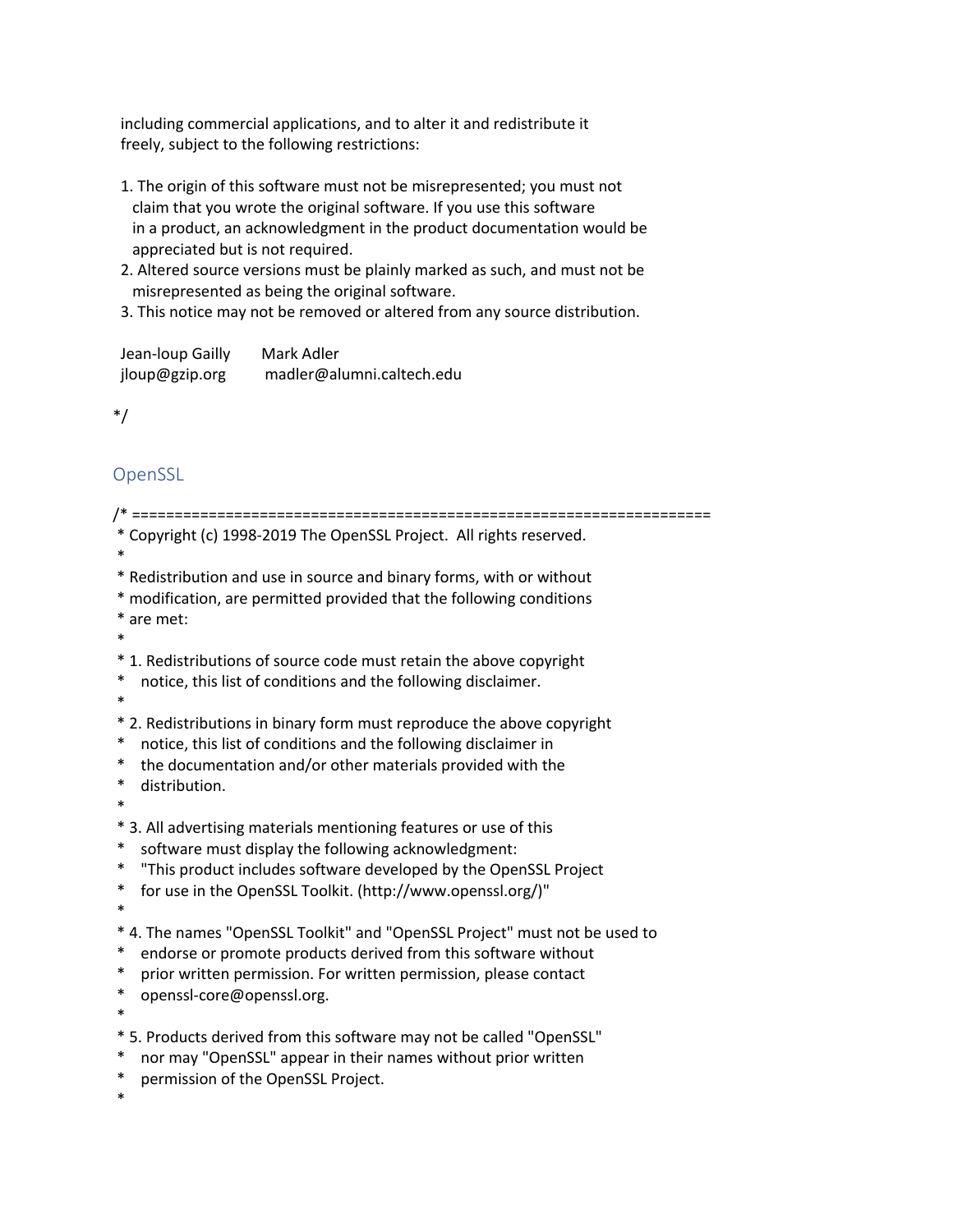including commercial applications, and to alter it and redistribute it
freely, subject to the following restrictions:

1. The origin of this software must not be misrepresented; you must not
   claim that you wrote the original software. If you use this software
   in a product, an acknowledgment in the product documentation would be
   appreciated but is not required.
2. Altered source versions must be plainly marked as such, and must not be
   misrepresented as being the original software.
3. This notice may not be removed or altered from any source distribution.

Jean-loup Gailly        Mark Adler
jloup@gzip.org          madler@alumni.caltech.edu

*/

## OpenSSL

```
/* ====================================================================
 * Copyright (c) 1998-2019 The OpenSSL Project.  All rights reserved.
 *
 * Redistribution and use in source and binary forms, with or without
 * modification, are permitted provided that the following conditions
 * are met:
 *
 * 1. Redistributions of source code must retain the above copyright
 *    notice, this list of conditions and the following disclaimer.
 *
 * 2. Redistributions in binary form must reproduce the above copyright
 *    notice, this list of conditions and the following disclaimer in
 *    the documentation and/or other materials provided with the
 *    distribution.
 *
 * 3. All advertising materials mentioning features or use of this
 *    software must display the following acknowledgment:
 *    "This product includes software developed by the OpenSSL Project
 *    for use in the OpenSSL Toolkit. (http://www.openssl.org/)"
 *
 * 4. The names "OpenSSL Toolkit" and "OpenSSL Project" must not be used to
 *    endorse or promote products derived from this software without
 *    prior written permission. For written permission, please contact
 *    openssl-core@openssl.org.
 *
 * 5. Products derived from this software may not be called "OpenSSL"
 *    nor may "OpenSSL" appear in their names without prior written
 *    permission of the OpenSSL Project.
 *
```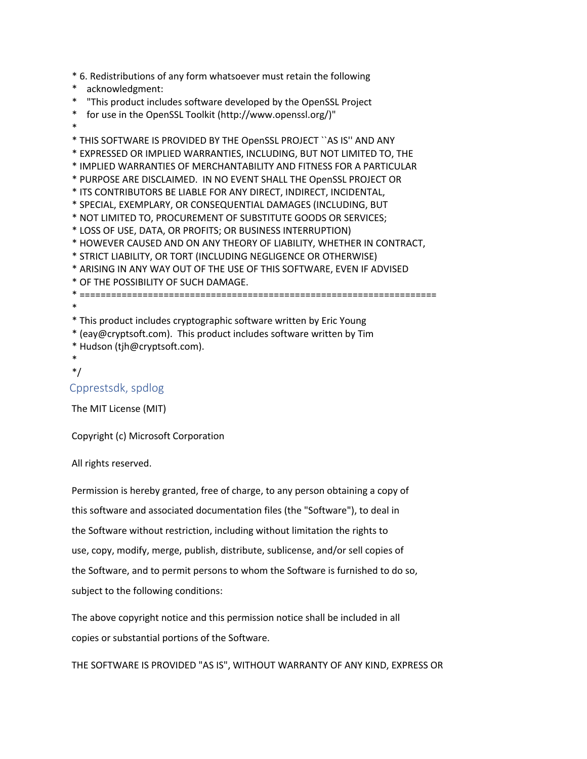```
* 6. Redistributions of any form whatsoever must retain the following
*    acknowledgment:
*    "This product includes software developed by the OpenSSL Project
*    for use in the OpenSSL Toolkit (http://www.openssl.org/)"
*
* THIS SOFTWARE IS PROVIDED BY THE OpenSSL PROJECT ``AS IS'' AND ANY
* EXPRESSED OR IMPLIED WARRANTIES, INCLUDING, BUT NOT LIMITED TO, THE
* IMPLIED WARRANTIES OF MERCHANTABILITY AND FITNESS FOR A PARTICULAR
* PURPOSE ARE DISCLAIMED.  IN NO EVENT SHALL THE OpenSSL PROJECT OR
* ITS CONTRIBUTORS BE LIABLE FOR ANY DIRECT, INDIRECT, INCIDENTAL,
* SPECIAL, EXEMPLARY, OR CONSEQUENTIAL DAMAGES (INCLUDING, BUT
* NOT LIMITED TO, PROCUREMENT OF SUBSTITUTE GOODS OR SERVICES;
* LOSS OF USE, DATA, OR PROFITS; OR BUSINESS INTERRUPTION)
* HOWEVER CAUSED AND ON ANY THEORY OF LIABILITY, WHETHER IN CONTRACT,
* STRICT LIABILITY, OR TORT (INCLUDING NEGLIGENCE OR OTHERWISE)
* ARISING IN ANY WAY OUT OF THE USE OF THIS SOFTWARE, EVEN IF ADVISED
* OF THE POSSIBILITY OF SUCH DAMAGE.
* ====================================================================
*
* This product includes cryptographic software written by Eric Young
* (eay@cryptsoft.com).  This product includes software written by Tim
* Hudson (tjh@cryptsoft.com).
*
*/
```

## Cpprestsdk, spdlog

The MIT License (MIT)

Copyright (c) Microsoft Corporation

All rights reserved.

Permission is hereby granted, free of charge, to any person obtaining a copy of this software and associated documentation files (the "Software"), to deal in the Software without restriction, including without limitation the rights to use, copy, modify, merge, publish, distribute, sublicense, and/or sell copies of the Software, and to permit persons to whom the Software is furnished to do so, subject to the following conditions:

The above copyright notice and this permission notice shall be included in all copies or substantial portions of the Software.

THE SOFTWARE IS PROVIDED "AS IS", WITHOUT WARRANTY OF ANY KIND, EXPRESS OR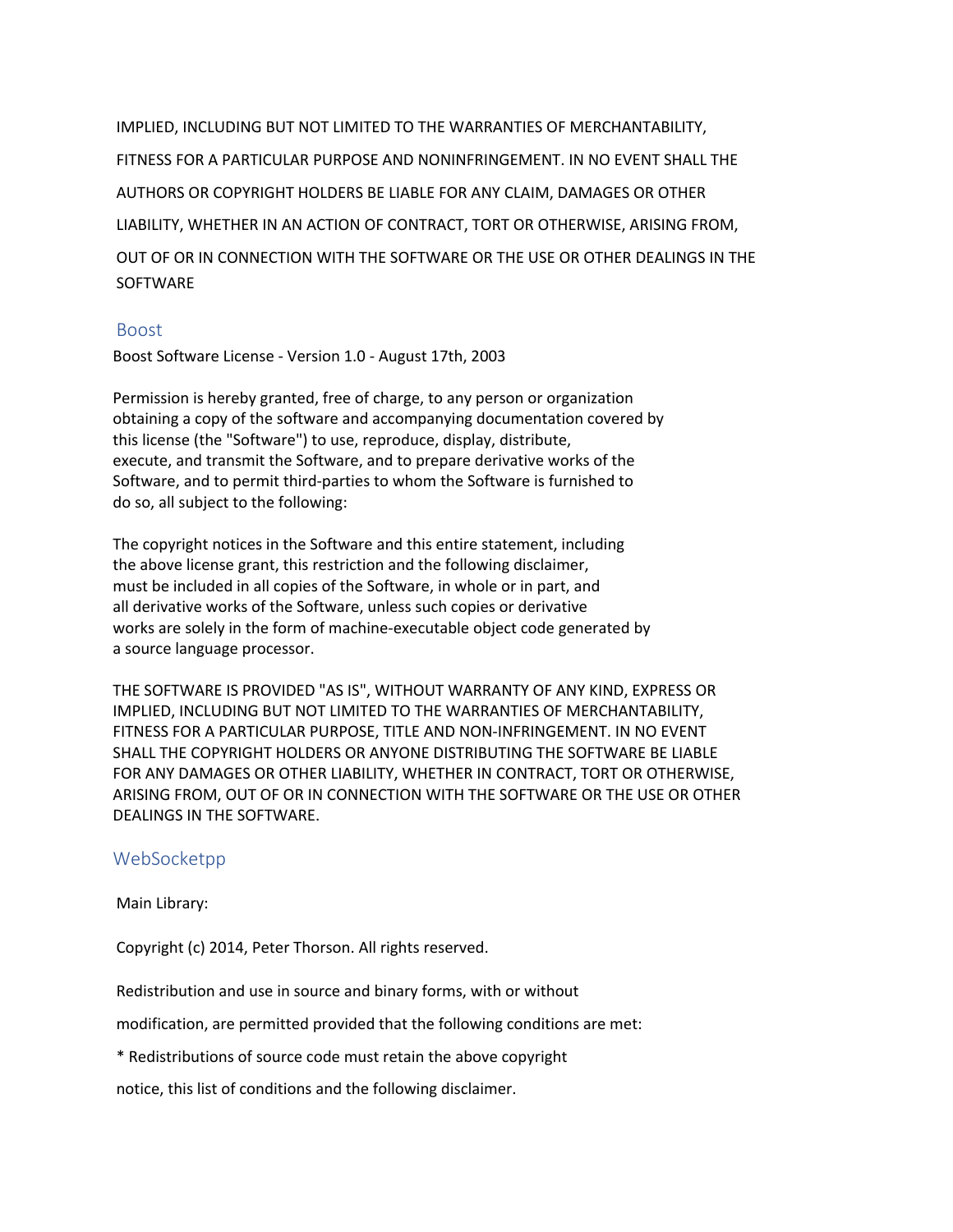IMPLIED, INCLUDING BUT NOT LIMITED TO THE WARRANTIES OF MERCHANTABILITY,

FITNESS FOR A PARTICULAR PURPOSE AND NONINFRINGEMENT. IN NO EVENT SHALL THE

AUTHORS OR COPYRIGHT HOLDERS BE LIABLE FOR ANY CLAIM, DAMAGES OR OTHER

LIABILITY, WHETHER IN AN ACTION OF CONTRACT, TORT OR OTHERWISE, ARISING FROM,

OUT OF OR IN CONNECTION WITH THE SOFTWARE OR THE USE OR OTHER DEALINGS IN THE SOFTWARE

## Boost

Boost Software License - Version 1.0 - August 17th, 2003

Permission is hereby granted, free of charge, to any person or organization obtaining a copy of the software and accompanying documentation covered by this license (the "Software") to use, reproduce, display, distribute, execute, and transmit the Software, and to prepare derivative works of the Software, and to permit third-parties to whom the Software is furnished to do so, all subject to the following:

The copyright notices in the Software and this entire statement, including the above license grant, this restriction and the following disclaimer, must be included in all copies of the Software, in whole or in part, and all derivative works of the Software, unless such copies or derivative works are solely in the form of machine-executable object code generated by a source language processor.

THE SOFTWARE IS PROVIDED "AS IS", WITHOUT WARRANTY OF ANY KIND, EXPRESS OR IMPLIED, INCLUDING BUT NOT LIMITED TO THE WARRANTIES OF MERCHANTABILITY, FITNESS FOR A PARTICULAR PURPOSE, TITLE AND NON-INFRINGEMENT. IN NO EVENT SHALL THE COPYRIGHT HOLDERS OR ANYONE DISTRIBUTING THE SOFTWARE BE LIABLE FOR ANY DAMAGES OR OTHER LIABILITY, WHETHER IN CONTRACT, TORT OR OTHERWISE, ARISING FROM, OUT OF OR IN CONNECTION WITH THE SOFTWARE OR THE USE OR OTHER DEALINGS IN THE SOFTWARE.

## WebSocketpp

Main Library:

Copyright (c) 2014, Peter Thorson. All rights reserved.

Redistribution and use in source and binary forms, with or without

modification, are permitted provided that the following conditions are met:

* Redistributions of source code must retain the above copyright

notice, this list of conditions and the following disclaimer.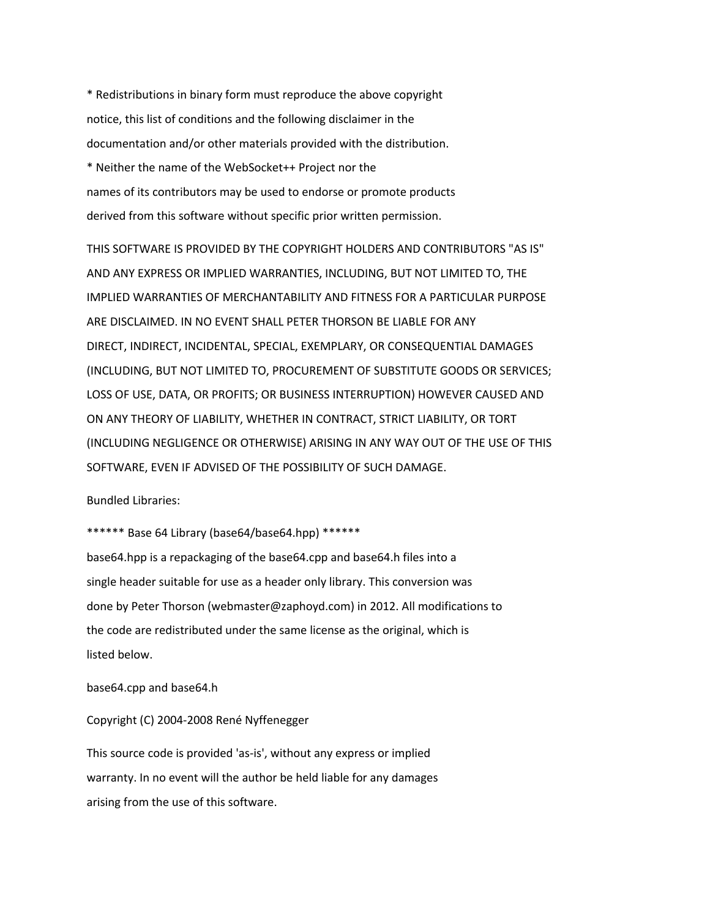* Redistributions in binary form must reproduce the above copyright
notice, this list of conditions and the following disclaimer in the
documentation and/or other materials provided with the distribution.
* Neither the name of the WebSocket++ Project nor the
names of its contributors may be used to endorse or promote products
derived from this software without specific prior written permission.

THIS SOFTWARE IS PROVIDED BY THE COPYRIGHT HOLDERS AND CONTRIBUTORS "AS IS"
AND ANY EXPRESS OR IMPLIED WARRANTIES, INCLUDING, BUT NOT LIMITED TO, THE
IMPLIED WARRANTIES OF MERCHANTABILITY AND FITNESS FOR A PARTICULAR PURPOSE
ARE DISCLAIMED. IN NO EVENT SHALL PETER THORSON BE LIABLE FOR ANY
DIRECT, INDIRECT, INCIDENTAL, SPECIAL, EXEMPLARY, OR CONSEQUENTIAL DAMAGES
(INCLUDING, BUT NOT LIMITED TO, PROCUREMENT OF SUBSTITUTE GOODS OR SERVICES;
LOSS OF USE, DATA, OR PROFITS; OR BUSINESS INTERRUPTION) HOWEVER CAUSED AND
ON ANY THEORY OF LIABILITY, WHETHER IN CONTRACT, STRICT LIABILITY, OR TORT
(INCLUDING NEGLIGENCE OR OTHERWISE) ARISING IN ANY WAY OUT OF THE USE OF THIS
SOFTWARE, EVEN IF ADVISED OF THE POSSIBILITY OF SUCH DAMAGE.

Bundled Libraries:

****** Base 64 Library (base64/base64.hpp) ******
base64.hpp is a repackaging of the base64.cpp and base64.h files into a
single header suitable for use as a header only library. This conversion was
done by Peter Thorson (webmaster@zaphoyd.com) in 2012. All modifications to
the code are redistributed under the same license as the original, which is
listed below.

base64.cpp and base64.h

Copyright (C) 2004-2008 René Nyffenegger

This source code is provided 'as-is', without any express or implied
warranty. In no event will the author be held liable for any damages
arising from the use of this software.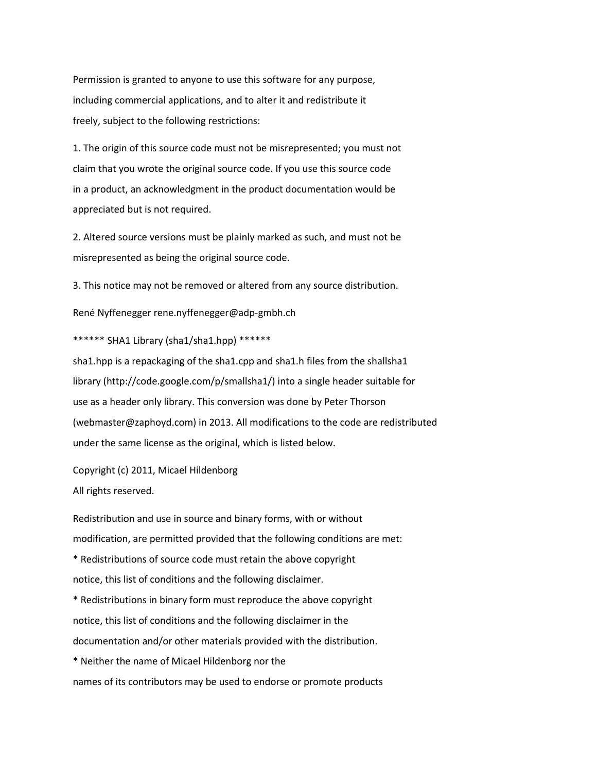Permission is granted to anyone to use this software for any purpose, including commercial applications, and to alter it and redistribute it freely, subject to the following restrictions:

1. The origin of this source code must not be misrepresented; you must not claim that you wrote the original source code. If you use this source code in a product, an acknowledgment in the product documentation would be appreciated but is not required.

2. Altered source versions must be plainly marked as such, and must not be misrepresented as being the original source code.

3. This notice may not be removed or altered from any source distribution.

René Nyffenegger rene.nyffenegger@adp-gmbh.ch

****** SHA1 Library (sha1/sha1.hpp) ******

sha1.hpp is a repackaging of the sha1.cpp and sha1.h files from the shallsha1 library (http://code.google.com/p/smallsha1/) into a single header suitable for use as a header only library. This conversion was done by Peter Thorson (webmaster@zaphoyd.com) in 2013. All modifications to the code are redistributed under the same license as the original, which is listed below.

Copyright (c) 2011, Micael Hildenborg
All rights reserved.

Redistribution and use in source and binary forms, with or without modification, are permitted provided that the following conditions are met:
* Redistributions of source code must retain the above copyright notice, this list of conditions and the following disclaimer.
* Redistributions in binary form must reproduce the above copyright notice, this list of conditions and the following disclaimer in the documentation and/or other materials provided with the distribution.
* Neither the name of Micael Hildenborg nor the names of its contributors may be used to endorse or promote products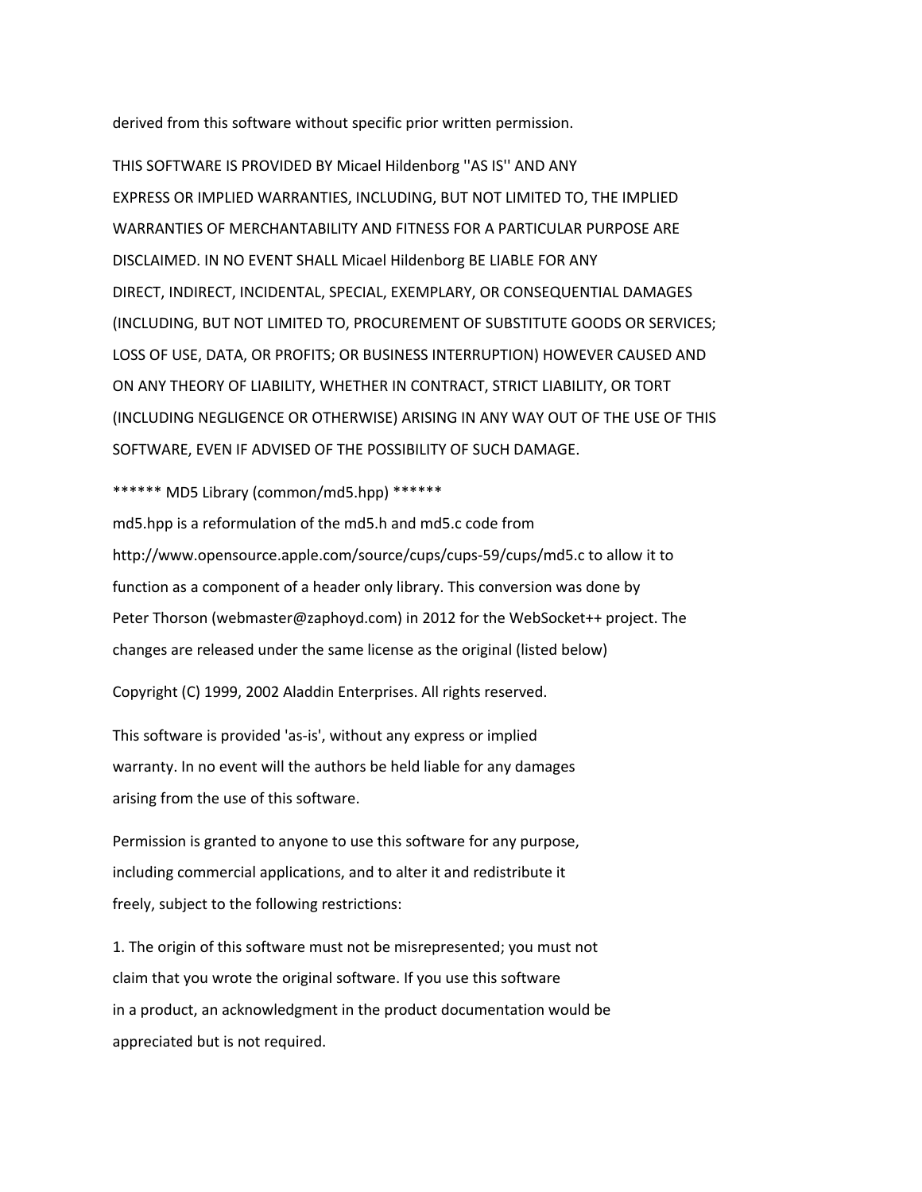derived from this software without specific prior written permission.

THIS SOFTWARE IS PROVIDED BY Micael Hildenborg ''AS IS'' AND ANY
EXPRESS OR IMPLIED WARRANTIES, INCLUDING, BUT NOT LIMITED TO, THE IMPLIED
WARRANTIES OF MERCHANTABILITY AND FITNESS FOR A PARTICULAR PURPOSE ARE
DISCLAIMED. IN NO EVENT SHALL Micael Hildenborg BE LIABLE FOR ANY
DIRECT, INDIRECT, INCIDENTAL, SPECIAL, EXEMPLARY, OR CONSEQUENTIAL DAMAGES
(INCLUDING, BUT NOT LIMITED TO, PROCUREMENT OF SUBSTITUTE GOODS OR SERVICES;
LOSS OF USE, DATA, OR PROFITS; OR BUSINESS INTERRUPTION) HOWEVER CAUSED AND
ON ANY THEORY OF LIABILITY, WHETHER IN CONTRACT, STRICT LIABILITY, OR TORT
(INCLUDING NEGLIGENCE OR OTHERWISE) ARISING IN ANY WAY OUT OF THE USE OF THIS
SOFTWARE, EVEN IF ADVISED OF THE POSSIBILITY OF SUCH DAMAGE.

****** MD5 Library (common/md5.hpp) ******

md5.hpp is a reformulation of the md5.h and md5.c code from
http://www.opensource.apple.com/source/cups/cups-59/cups/md5.c to allow it to
function as a component of a header only library. This conversion was done by
Peter Thorson (webmaster@zaphoyd.com) in 2012 for the WebSocket++ project. The
changes are released under the same license as the original (listed below)

Copyright (C) 1999, 2002 Aladdin Enterprises. All rights reserved.

This software is provided 'as-is', without any express or implied
warranty. In no event will the authors be held liable for any damages
arising from the use of this software.

Permission is granted to anyone to use this software for any purpose,
including commercial applications, and to alter it and redistribute it
freely, subject to the following restrictions:

1. The origin of this software must not be misrepresented; you must not
claim that you wrote the original software. If you use this software
in a product, an acknowledgment in the product documentation would be
appreciated but is not required.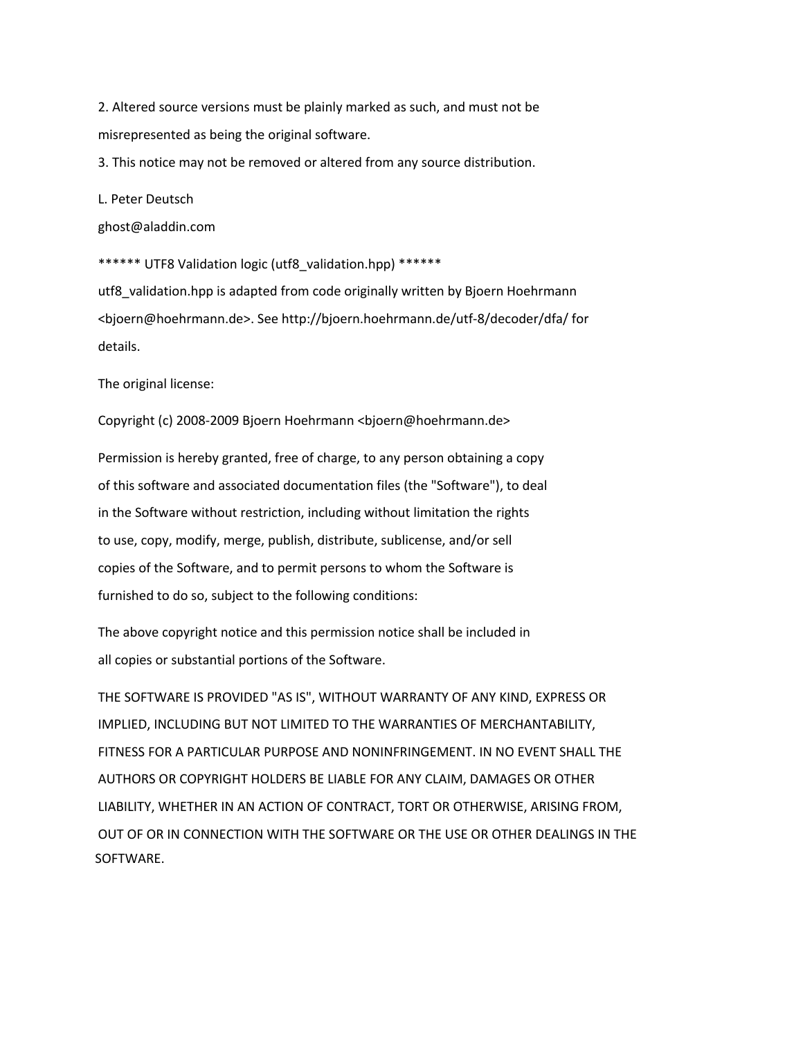2. Altered source versions must be plainly marked as such, and must not be misrepresented as being the original software.

3. This notice may not be removed or altered from any source distribution.

L. Peter Deutsch

ghost@aladdin.com

****** UTF8 Validation logic (utf8_validation.hpp) ******

utf8_validation.hpp is adapted from code originally written by Bjoern Hoehrmann <bjoern@hoehrmann.de>. See http://bjoern.hoehrmann.de/utf-8/decoder/dfa/ for details.

The original license:

Copyright (c) 2008-2009 Bjoern Hoehrmann <bjoern@hoehrmann.de>

Permission is hereby granted, free of charge, to any person obtaining a copy of this software and associated documentation files (the "Software"), to deal in the Software without restriction, including without limitation the rights to use, copy, modify, merge, publish, distribute, sublicense, and/or sell copies of the Software, and to permit persons to whom the Software is furnished to do so, subject to the following conditions:

The above copyright notice and this permission notice shall be included in all copies or substantial portions of the Software.

THE SOFTWARE IS PROVIDED "AS IS", WITHOUT WARRANTY OF ANY KIND, EXPRESS OR IMPLIED, INCLUDING BUT NOT LIMITED TO THE WARRANTIES OF MERCHANTABILITY, FITNESS FOR A PARTICULAR PURPOSE AND NONINFRINGEMENT. IN NO EVENT SHALL THE AUTHORS OR COPYRIGHT HOLDERS BE LIABLE FOR ANY CLAIM, DAMAGES OR OTHER LIABILITY, WHETHER IN AN ACTION OF CONTRACT, TORT OR OTHERWISE, ARISING FROM, OUT OF OR IN CONNECTION WITH THE SOFTWARE OR THE USE OR OTHER DEALINGS IN THE SOFTWARE.